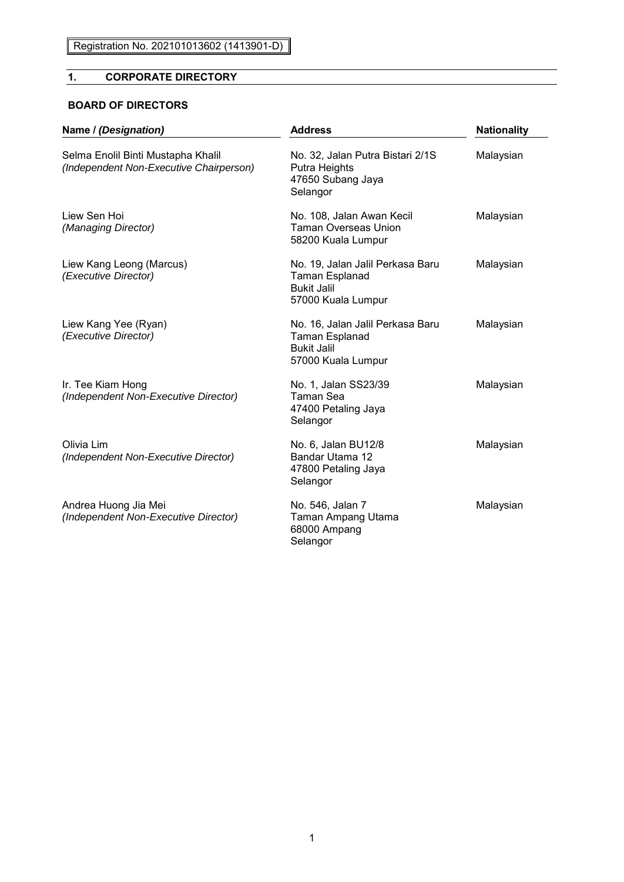Registration No. 202101013602 (1413901-D)

## 1. CORPORATE DIRECTORY

### BOARD OF DIRECTORS

| Name / *(Designation)* | Address | Nationality |
|---|---|---|
| Selma Enolil Binti Mustapha Khalil<br>*(Independent Non-Executive Chairperson)* | No. 32, Jalan Putra Bistari 2/1S<br>Putra Heights<br>47650 Subang Jaya<br>Selangor | Malaysian |
| Liew Sen Hoi<br>*(Managing Director)* | No. 108, Jalan Awan Kecil<br>Taman Overseas Union<br>58200 Kuala Lumpur | Malaysian |
| Liew Kang Leong (Marcus)<br>*(Executive Director)* | No. 19, Jalan Jalil Perkasa Baru<br>Taman Esplanad<br>Bukit Jalil<br>57000 Kuala Lumpur | Malaysian |
| Liew Kang Yee (Ryan)<br>*(Executive Director)* | No. 16, Jalan Jalil Perkasa Baru<br>Taman Esplanad<br>Bukit Jalil<br>57000 Kuala Lumpur | Malaysian |
| Ir. Tee Kiam Hong<br>*(Independent Non-Executive Director)* | No. 1, Jalan SS23/39<br>Taman Sea<br>47400 Petaling Jaya<br>Selangor | Malaysian |
| Olivia Lim<br>*(Independent Non-Executive Director)* | No. 6, Jalan BU12/8<br>Bandar Utama 12<br>47800 Petaling Jaya<br>Selangor | Malaysian |
| Andrea Huong Jia Mei<br>*(Independent Non-Executive Director)* | No. 546, Jalan 7<br>Taman Ampang Utama<br>68000 Ampang<br>Selangor | Malaysian |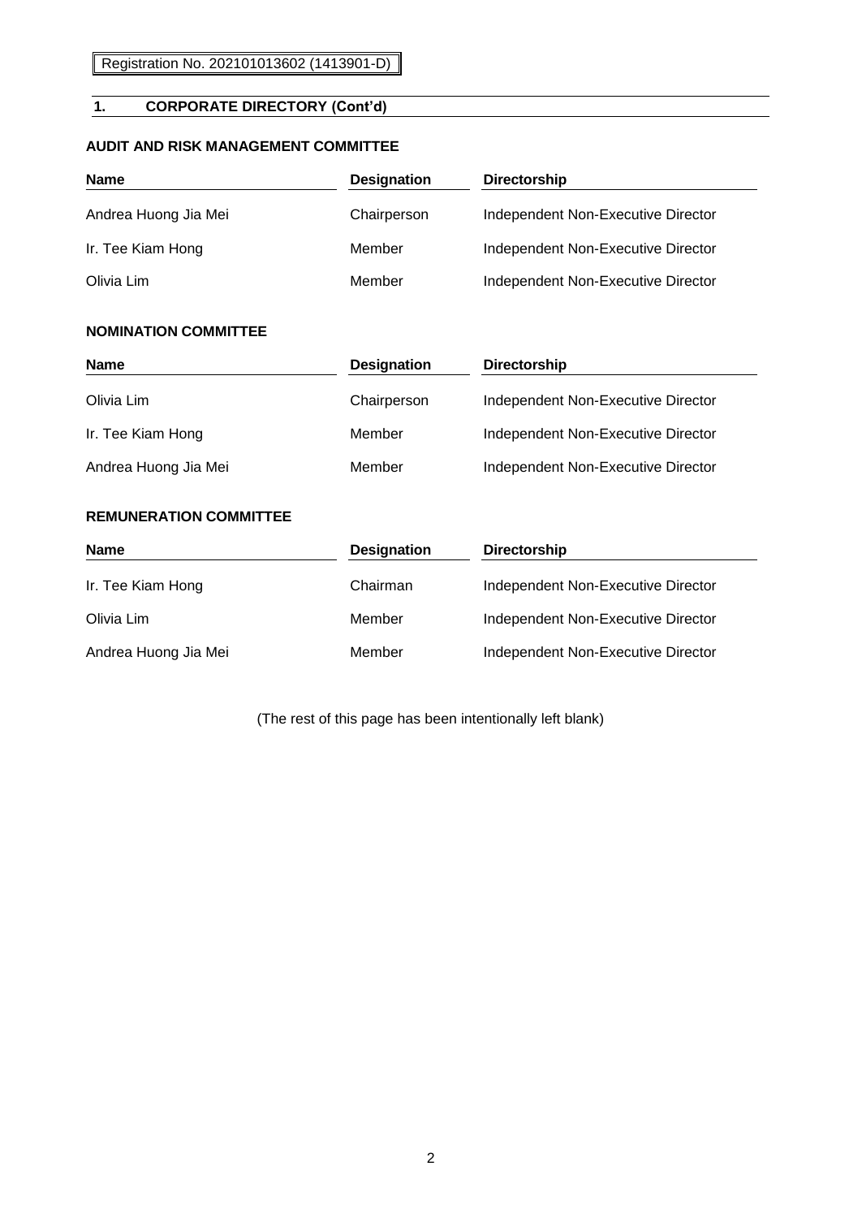Registration No. 202101013602 (1413901-D)

## 1. CORPORATE DIRECTORY (Cont'd)

### AUDIT AND RISK MANAGEMENT COMMITTEE

| Name | Designation | Directorship |
|---|---|---|
| Andrea Huong Jia Mei | Chairperson | Independent Non-Executive Director |
| Ir. Tee Kiam Hong | Member | Independent Non-Executive Director |
| Olivia Lim | Member | Independent Non-Executive Director |

### NOMINATION COMMITTEE

| Name | Designation | Directorship |
|---|---|---|
| Olivia Lim | Chairperson | Independent Non-Executive Director |
| Ir. Tee Kiam Hong | Member | Independent Non-Executive Director |
| Andrea Huong Jia Mei | Member | Independent Non-Executive Director |

### REMUNERATION COMMITTEE

| Name | Designation | Directorship |
|---|---|---|
| Ir. Tee Kiam Hong | Chairman | Independent Non-Executive Director |
| Olivia Lim | Member | Independent Non-Executive Director |
| Andrea Huong Jia Mei | Member | Independent Non-Executive Director |

(The rest of this page has been intentionally left blank)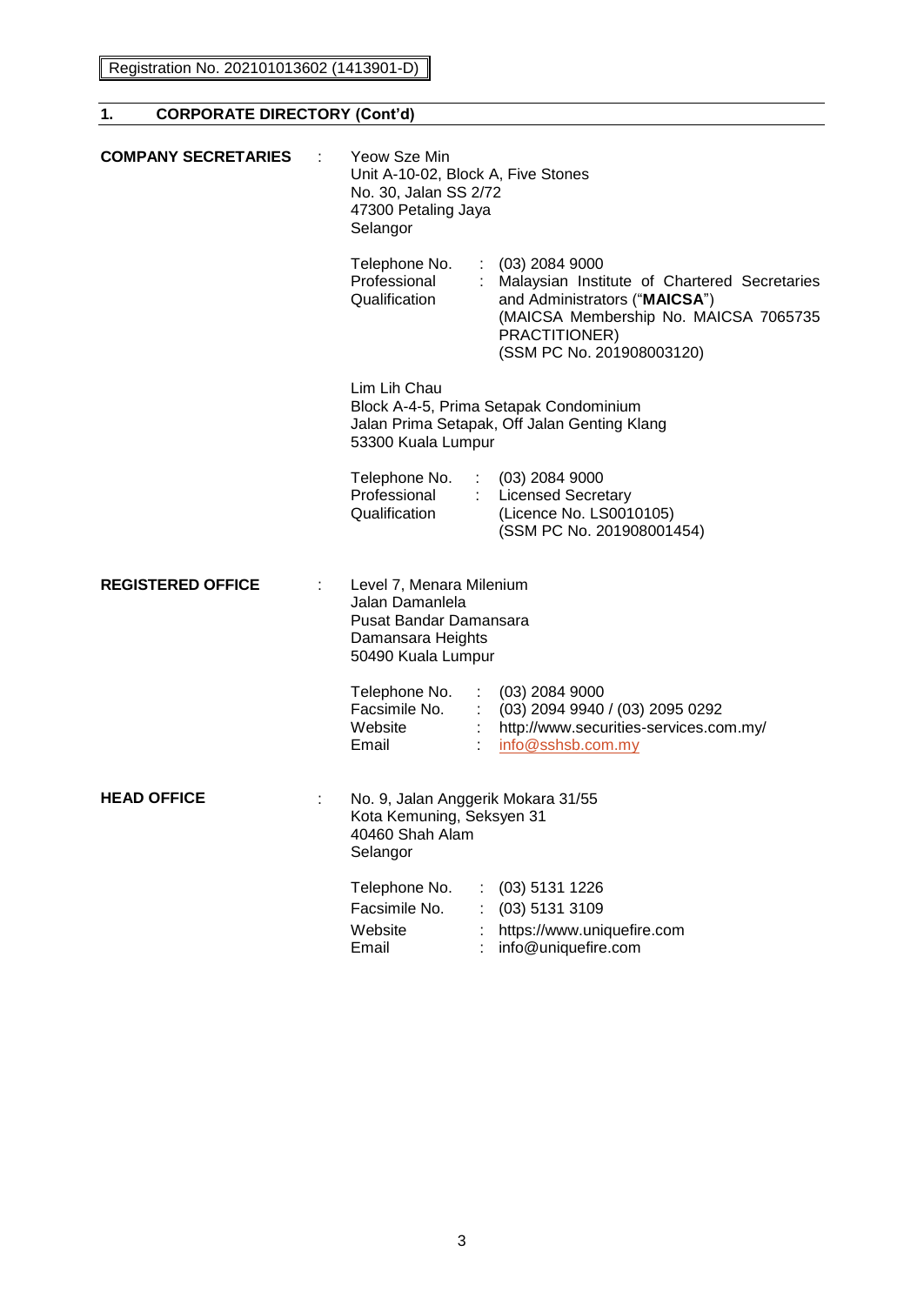Registration No. 202101013602 (1413901-D)

## 1. CORPORATE DIRECTORY (Cont'd)

**COMPANY SECRETARIES** :

Yeow Sze Min
Unit A-10-02, Block A, Five Stones
No. 30, Jalan SS 2/72
47300 Petaling Jaya
Selangor

| | | |
|---|---|---|
| Telephone No. | : | (03) 2084 9000 |
| Professional Qualification | : | Malaysian Institute of Chartered Secretaries and Administrators ("**MAICSA**") (MAICSA Membership No. MAICSA 7065735 PRACTITIONER) (SSM PC No. 201908003120) |

Lim Lih Chau
Block A-4-5, Prima Setapak Condominium
Jalan Prima Setapak, Off Jalan Genting Klang
53300 Kuala Lumpur

| | | |
|---|---|---|
| Telephone No. | : | (03) 2084 9000 |
| Professional Qualification | : | Licensed Secretary (Licence No. LS0010105) (SSM PC No. 201908001454) |

**REGISTERED OFFICE** :

Level 7, Menara Milenium
Jalan Damanlela
Pusat Bandar Damansara
Damansara Heights
50490 Kuala Lumpur

| | | |
|---|---|---|
| Telephone No. | : | (03) 2084 9000 |
| Facsimile No. | : | (03) 2094 9940 / (03) 2095 0292 |
| Website | : | http://www.securities-services.com.my/ |
| Email | : | info@sshsb.com.my |

**HEAD OFFICE** :

No. 9, Jalan Anggerik Mokara 31/55
Kota Kemuning, Seksyen 31
40460 Shah Alam
Selangor

| | | |
|---|---|---|
| Telephone No. | : | (03) 5131 1226 |
| Facsimile No. | : | (03) 5131 3109 |
| Website | : | https://www.uniquefire.com |
| Email | : | info@uniquefire.com |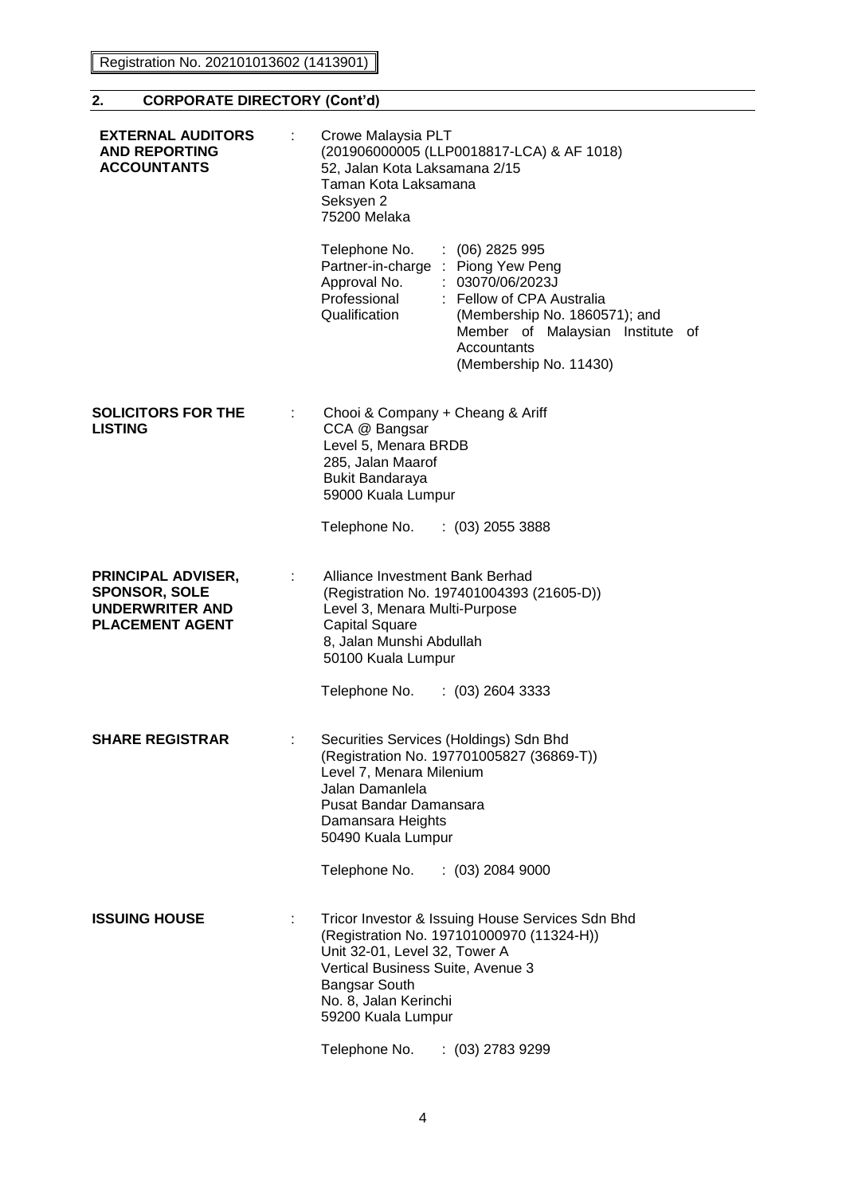## 2. CORPORATE DIRECTORY (Cont'd)

**EXTERNAL AUDITORS AND REPORTING ACCOUNTANTS** :

Crowe Malaysia PLT
(201906000005 (LLP0018817-LCA) & AF 1018)
52, Jalan Kota Laksamana 2/15
Taman Kota Laksamana
Seksyen 2
75200 Melaka

Telephone No. : (06) 2825 995
Partner-in-charge : Piong Yew Peng
Approval No. : 03070/06/2023J
Professional Qualification : Fellow of CPA Australia (Membership No. 1860571); and Member of Malaysian Institute of Accountants (Membership No. 11430)

**SOLICITORS FOR THE LISTING** :

Chooi & Company + Cheang & Ariff
CCA @ Bangsar
Level 5, Menara BRDB
285, Jalan Maarof
Bukit Bandaraya
59000 Kuala Lumpur

Telephone No. : (03) 2055 3888

**PRINCIPAL ADVISER, SPONSOR, SOLE UNDERWRITER AND PLACEMENT AGENT** :

Alliance Investment Bank Berhad
(Registration No. 197401004393 (21605-D))
Level 3, Menara Multi-Purpose
Capital Square
8, Jalan Munshi Abdullah
50100 Kuala Lumpur

Telephone No. : (03) 2604 3333

**SHARE REGISTRAR** :

Securities Services (Holdings) Sdn Bhd
(Registration No. 197701005827 (36869-T))
Level 7, Menara Milenium
Jalan Damanlela
Pusat Bandar Damansara
Damansara Heights
50490 Kuala Lumpur

Telephone No. : (03) 2084 9000

**ISSUING HOUSE** :

Tricor Investor & Issuing House Services Sdn Bhd
(Registration No. 197101000970 (11324-H))
Unit 32-01, Level 32, Tower A
Vertical Business Suite, Avenue 3
Bangsar South
No. 8, Jalan Kerinchi
59200 Kuala Lumpur

Telephone No. : (03) 2783 9299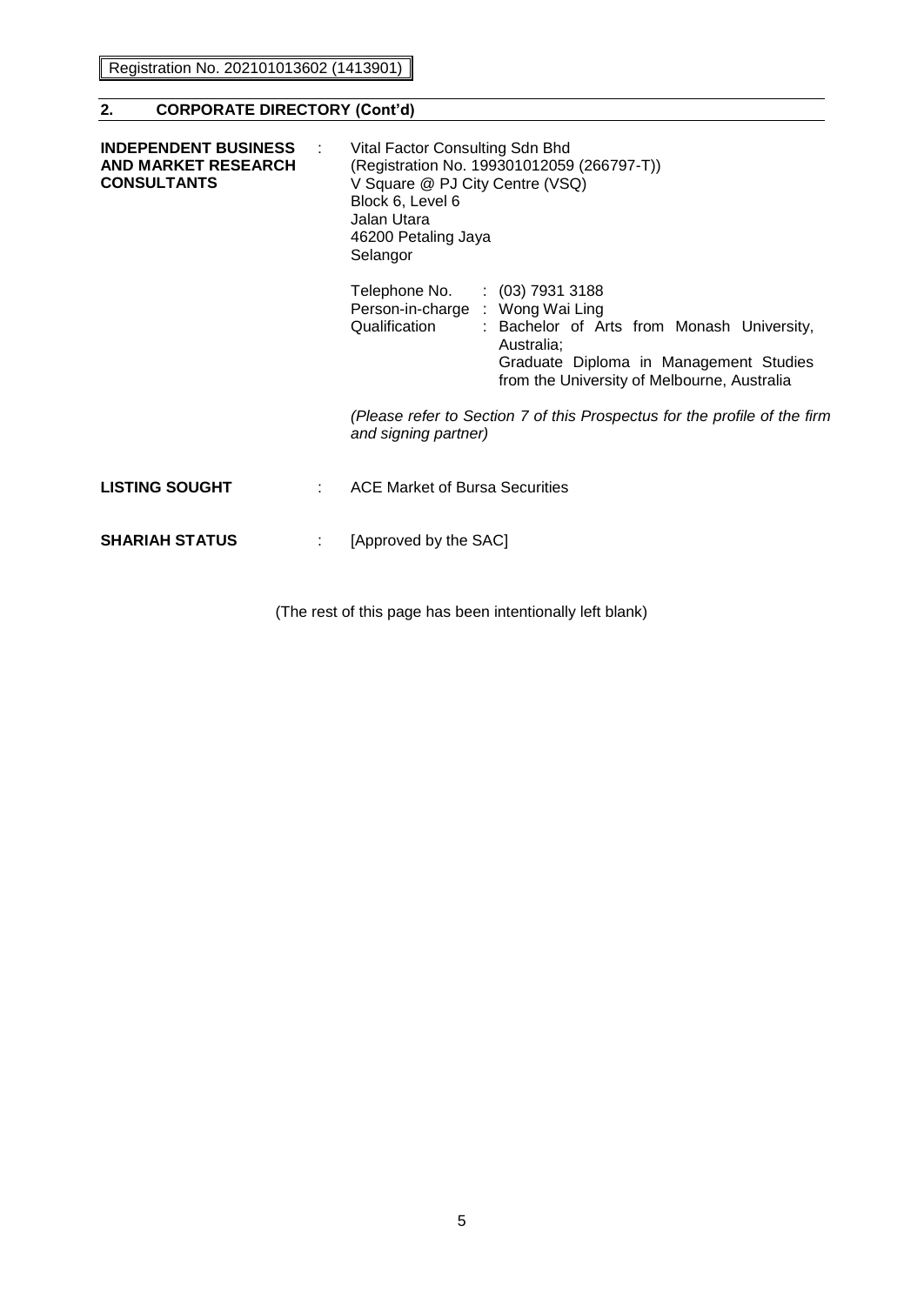## 2. CORPORATE DIRECTORY (Cont'd)

| | | |
|---|---|---|
| **INDEPENDENT BUSINESS AND MARKET RESEARCH CONSULTANTS** | : | Vital Factor Consulting Sdn Bhd<br>(Registration No. 199301012059 (266797-T))<br>V Square @ PJ City Centre (VSQ)<br>Block 6, Level 6<br>Jalan Utara<br>46200 Petaling Jaya<br>Selangor<br><br>Telephone No. : (03) 7931 3188<br>Person-in-charge : Wong Wai Ling<br>Qualification : Bachelor of Arts from Monash University, Australia;<br>Graduate Diploma in Management Studies from the University of Melbourne, Australia<br><br>*(Please refer to Section 7 of this Prospectus for the profile of the firm and signing partner)* |
| **LISTING SOUGHT** | : | ACE Market of Bursa Securities |
| **SHARIAH STATUS** | : | [Approved by the SAC] |

(The rest of this page has been intentionally left blank)